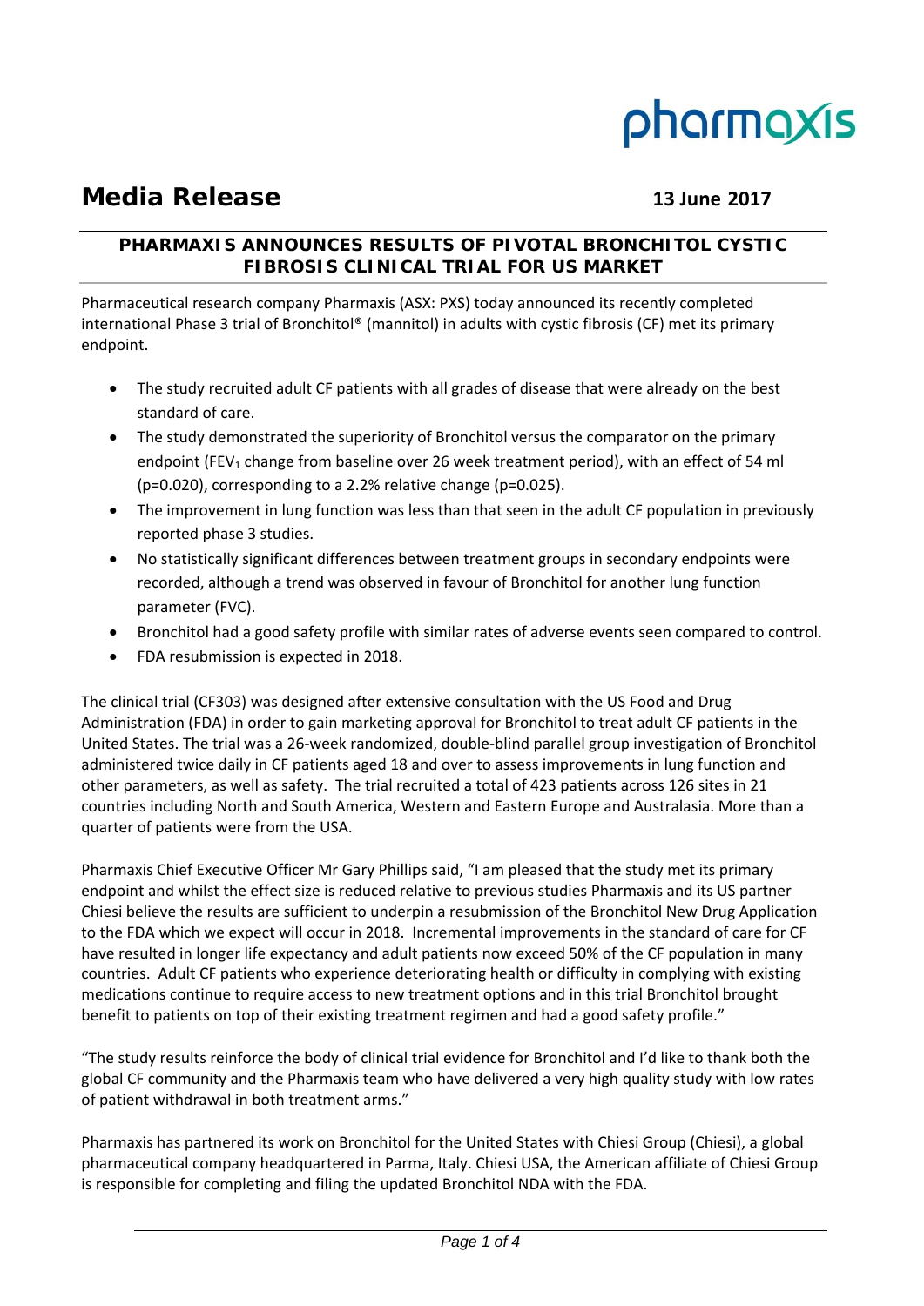# Media Release

**13 June 2017**

## PHARMAXIS ANNOUNCES RESULTS OF PIVOTAL BRONCHITOL CYSTIC FIBROSIS CLINICAL TRIAL FOR US MARKET

Pharmaceutical research company Pharmaxis (ASX: PXS) today announced its recently completed international Phase 3 trial of Bronchitol® (mannitol) in adults with cystic fibrosis (CF) met its primary endpoint.

- The study recruited adult CF patients with all grades of disease that were already on the best standard of care.
- The study demonstrated the superiority of Bronchitol versus the comparator on the primary endpoint ($FEV_1$ change from baseline over 26 week treatment period), with an effect of 54 ml ($p=0.020$), corresponding to a 2.2% relative change ($p=0.025$).
- The improvement in lung function was less than that seen in the adult CF population in previously reported phase 3 studies.
- No statistically significant differences between treatment groups in secondary endpoints were recorded, although a trend was observed in favour of Bronchitol for another lung function parameter (FVC).
- Bronchitol had a good safety profile with similar rates of adverse events seen compared to control.
- FDA resubmission is expected in 2018.

The clinical trial (CF303) was designed after extensive consultation with the US Food and Drug Administration (FDA) in order to gain marketing approval for Bronchitol to treat adult CF patients in the United States. The trial was a 26-week randomized, double-blind parallel group investigation of Bronchitol administered twice daily in CF patients aged 18 and over to assess improvements in lung function and other parameters, as well as safety. The trial recruited a total of 423 patients across 126 sites in 21 countries including North and South America, Western and Eastern Europe and Australasia. More than a quarter of patients were from the USA.

Pharmaxis Chief Executive Officer Mr Gary Phillips said, "I am pleased that the study met its primary endpoint and whilst the effect size is reduced relative to previous studies Pharmaxis and its US partner Chiesi believe the results are sufficient to underpin a resubmission of the Bronchitol New Drug Application to the FDA which we expect will occur in 2018. Incremental improvements in the standard of care for CF have resulted in longer life expectancy and adult patients now exceed 50% of the CF population in many countries. Adult CF patients who experience deteriorating health or difficulty in complying with existing medications continue to require access to new treatment options and in this trial Bronchitol brought benefit to patients on top of their existing treatment regimen and had a good safety profile."

"The study results reinforce the body of clinical trial evidence for Bronchitol and I'd like to thank both the global CF community and the Pharmaxis team who have delivered a very high quality study with low rates of patient withdrawal in both treatment arms."

Pharmaxis has partnered its work on Bronchitol for the United States with Chiesi Group (Chiesi), a global pharmaceutical company headquartered in Parma, Italy. Chiesi USA, the American affiliate of Chiesi Group is responsible for completing and filing the updated Bronchitol NDA with the FDA.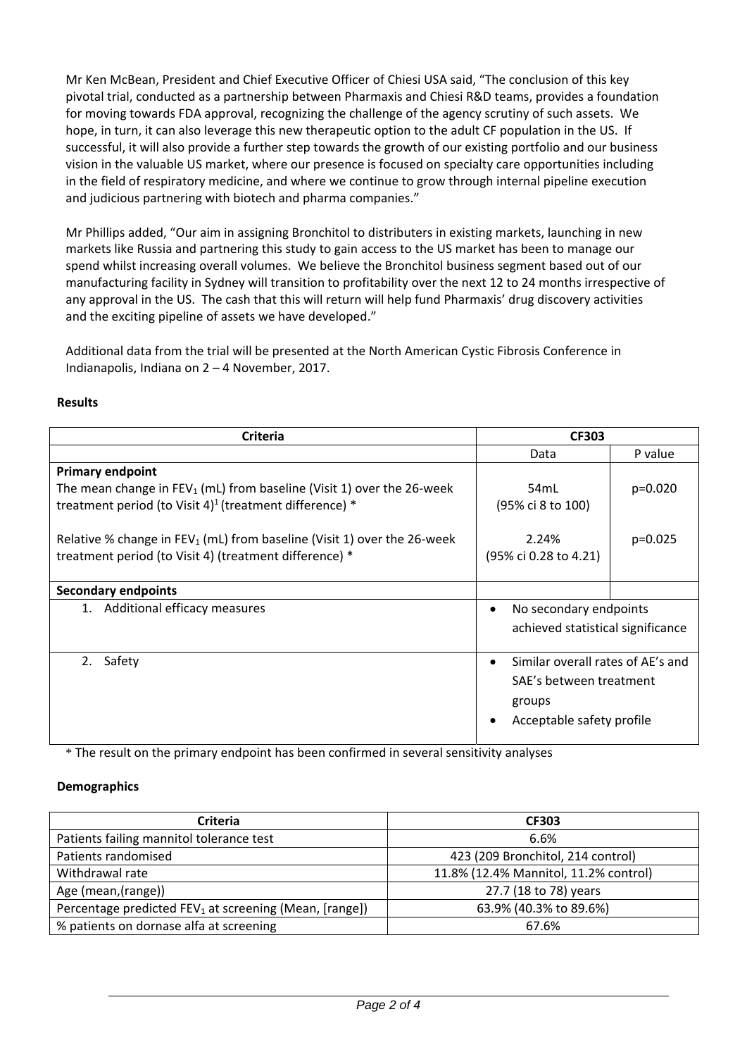Mr Ken McBean, President and Chief Executive Officer of Chiesi USA said, "The conclusion of this key pivotal trial, conducted as a partnership between Pharmaxis and Chiesi R&D teams, provides a foundation for moving towards FDA approval, recognizing the challenge of the agency scrutiny of such assets. We hope, in turn, it can also leverage this new therapeutic option to the adult CF population in the US. If successful, it will also provide a further step towards the growth of our existing portfolio and our business vision in the valuable US market, where our presence is focused on specialty care opportunities including in the field of respiratory medicine, and where we continue to grow through internal pipeline execution and judicious partnering with biotech and pharma companies."

Mr Phillips added, "Our aim in assigning Bronchitol to distributers in existing markets, launching in new markets like Russia and partnering this study to gain access to the US market has been to manage our spend whilst increasing overall volumes. We believe the Bronchitol business segment based out of our manufacturing facility in Sydney will transition to profitability over the next 12 to 24 months irrespective of any approval in the US. The cash that this will return will help fund Pharmaxis' drug discovery activities and the exciting pipeline of assets we have developed."

Additional data from the trial will be presented at the North American Cystic Fibrosis Conference in Indianapolis, Indiana on 2 – 4 November, 2017.

**Results**

| Criteria | CF303 | |
|---|---|---|
| | Data | P value |
| **Primary endpoint**<br>The mean change in $FEV_1$ (mL) from baseline (Visit 1) over the 26-week treatment period (to Visit 4)[1] (treatment difference) * | 54mL<br>(95% ci 8 to 100) | p=0.020 |
| Relative % change in $FEV_1$ (mL) from baseline (Visit 1) over the 26-week treatment period (to Visit 4) (treatment difference) * | 2.24%<br>(95% ci 0.28 to 4.21) | p=0.025 |
| **Secondary endpoints** | | |
| 1. Additional efficacy measures | • No secondary endpoints achieved statistical significance | |
| 2. Safety | • Similar overall rates of AE's and SAE's between treatment groups<br>• Acceptable safety profile | |

* The result on the primary endpoint has been confirmed in several sensitivity analyses

**Demographics**

| Criteria | CF303 |
|---|---|
| Patients failing mannitol tolerance test | 6.6% |
| Patients randomised | 423 (209 Bronchitol, 214 control) |
| Withdrawal rate | 11.8% (12.4% Mannitol, 11.2% control) |
| Age (mean,(range)) | 27.7 (18 to 78) years |
| Percentage predicted $FEV_1$ at screening (Mean, [range]) | 63.9% (40.3% to 89.6%) |
| % patients on dornase alfa at screening | 67.6% |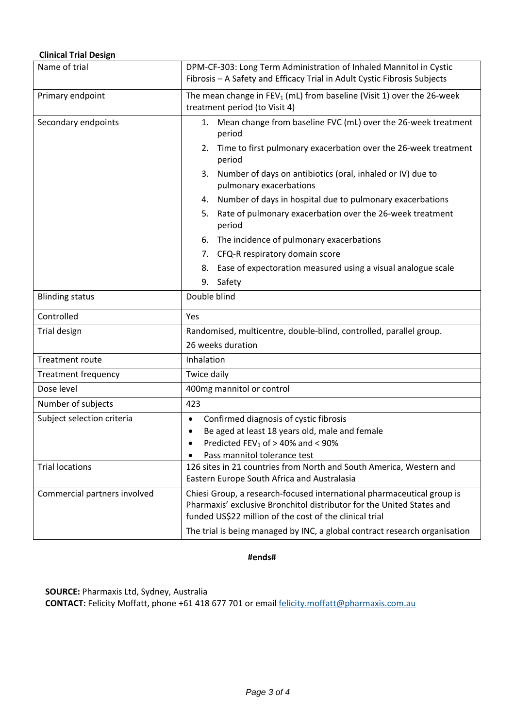**Clinical Trial Design**

| | |
|---|---|
| Name of trial | DPM-CF-303: Long Term Administration of Inhaled Mannitol in Cystic Fibrosis – A Safety and Efficacy Trial in Adult Cystic Fibrosis Subjects |
| Primary endpoint | The mean change in $FEV_1$ (mL) from baseline (Visit 1) over the 26-week treatment period (to Visit 4) |
| Secondary endpoints | 1. Mean change from baseline FVC (mL) over the 26-week treatment period<br>2. Time to first pulmonary exacerbation over the 26-week treatment period<br>3. Number of days on antibiotics (oral, inhaled or IV) due to pulmonary exacerbations<br>4. Number of days in hospital due to pulmonary exacerbations<br>5. Rate of pulmonary exacerbation over the 26-week treatment period<br>6. The incidence of pulmonary exacerbations<br>7. CFQ-R respiratory domain score<br>8. Ease of expectoration measured using a visual analogue scale<br>9. Safety |
| Blinding status | Double blind |
| Controlled | Yes |
| Trial design | Randomised, multicentre, double-blind, controlled, parallel group.<br>26 weeks duration |
| Treatment route | Inhalation |
| Treatment frequency | Twice daily |
| Dose level | 400mg mannitol or control |
| Number of subjects | 423 |
| Subject selection criteria | • Confirmed diagnosis of cystic fibrosis<br>• Be aged at least 18 years old, male and female<br>• Predicted $FEV_1$ of > 40% and < 90%<br>• Pass mannitol tolerance test |
| Trial locations | 126 sites in 21 countries from North and South America, Western and Eastern Europe South Africa and Australasia |
| Commercial partners involved | Chiesi Group, a research-focused international pharmaceutical group is Pharmaxis' exclusive Bronchitol distributor for the United States and funded US$22 million of the cost of the clinical trial<br>The trial is being managed by INC, a global contract research organisation |

**#ends#**

**SOURCE:** Pharmaxis Ltd, Sydney, Australia
**CONTACT:** Felicity Moffatt, phone +61 418 677 701 or email felicity.moffatt@pharmaxis.com.au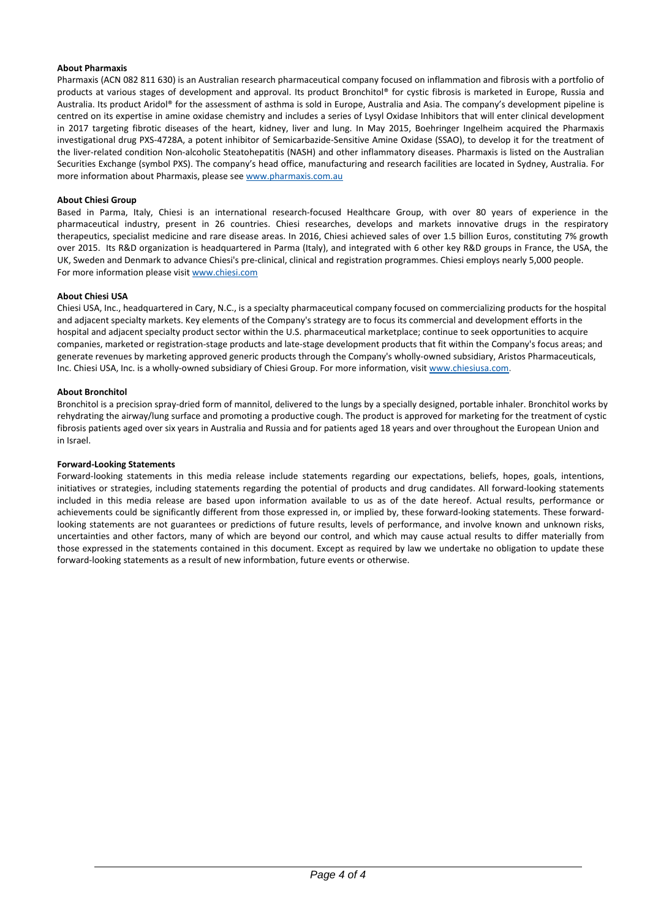**About Pharmaxis**

Pharmaxis (ACN 082 811 630) is an Australian research pharmaceutical company focused on inflammation and fibrosis with a portfolio of products at various stages of development and approval. Its product Bronchitol® for cystic fibrosis is marketed in Europe, Russia and Australia. Its product Aridol® for the assessment of asthma is sold in Europe, Australia and Asia. The company's development pipeline is centred on its expertise in amine oxidase chemistry and includes a series of Lysyl Oxidase Inhibitors that will enter clinical development in 2017 targeting fibrotic diseases of the heart, kidney, liver and lung. In May 2015, Boehringer Ingelheim acquired the Pharmaxis investigational drug PXS-4728A, a potent inhibitor of Semicarbazide-Sensitive Amine Oxidase (SSAO), to develop it for the treatment of the liver-related condition Non-alcoholic Steatohepatitis (NASH) and other inflammatory diseases. Pharmaxis is listed on the Australian Securities Exchange (symbol PXS). The company's head office, manufacturing and research facilities are located in Sydney, Australia. For more information about Pharmaxis, please see www.pharmaxis.com.au

**About Chiesi Group**

Based in Parma, Italy, Chiesi is an international research-focused Healthcare Group, with over 80 years of experience in the pharmaceutical industry, present in 26 countries. Chiesi researches, develops and markets innovative drugs in the respiratory therapeutics, specialist medicine and rare disease areas. In 2016, Chiesi achieved sales of over 1.5 billion Euros, constituting 7% growth over 2015. Its R&D organization is headquartered in Parma (Italy), and integrated with 6 other key R&D groups in France, the USA, the UK, Sweden and Denmark to advance Chiesi's pre-clinical, clinical and registration programmes. Chiesi employs nearly 5,000 people. For more information please visit www.chiesi.com

**About Chiesi USA**

Chiesi USA, Inc., headquartered in Cary, N.C., is a specialty pharmaceutical company focused on commercializing products for the hospital and adjacent specialty markets. Key elements of the Company's strategy are to focus its commercial and development efforts in the hospital and adjacent specialty product sector within the U.S. pharmaceutical marketplace; continue to seek opportunities to acquire companies, marketed or registration-stage products and late-stage development products that fit within the Company's focus areas; and generate revenues by marketing approved generic products through the Company's wholly-owned subsidiary, Aristos Pharmaceuticals, Inc. Chiesi USA, Inc. is a wholly-owned subsidiary of Chiesi Group. For more information, visit www.chiesiusa.com.

**About Bronchitol**

Bronchitol is a precision spray-dried form of mannitol, delivered to the lungs by a specially designed, portable inhaler. Bronchitol works by rehydrating the airway/lung surface and promoting a productive cough. The product is approved for marketing for the treatment of cystic fibrosis patients aged over six years in Australia and Russia and for patients aged 18 years and over throughout the European Union and in Israel.

**Forward-Looking Statements**

Forward-looking statements in this media release include statements regarding our expectations, beliefs, hopes, goals, intentions, initiatives or strategies, including statements regarding the potential of products and drug candidates. All forward-looking statements included in this media release are based upon information available to us as of the date hereof. Actual results, performance or achievements could be significantly different from those expressed in, or implied by, these forward-looking statements. These forward-looking statements are not guarantees or predictions of future results, levels of performance, and involve known and unknown risks, uncertainties and other factors, many of which are beyond our control, and which may cause actual results to differ materially from those expressed in the statements contained in this document. Except as required by law we undertake no obligation to update these forward-looking statements as a result of new informbation, future events or otherwise.